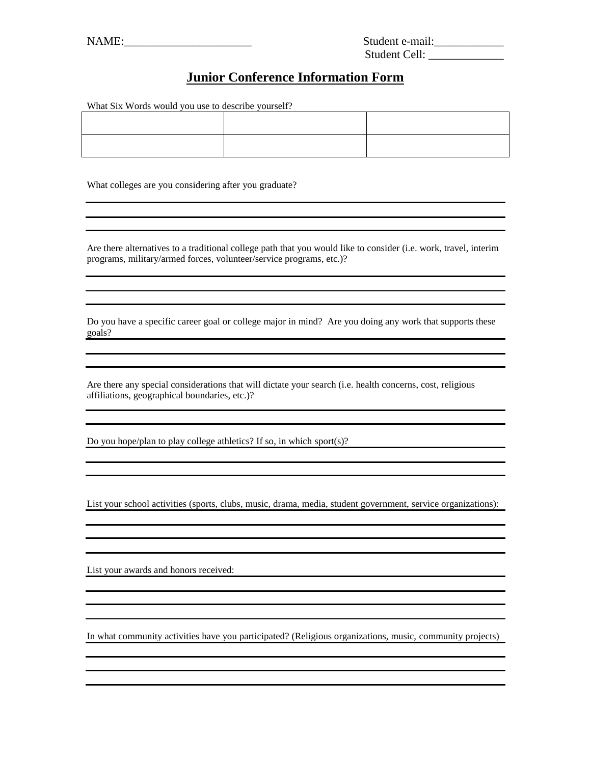NAME:______________________

Student e-mail:____________
Student Cell: _____________

# Junior Conference Information Form

What Six Words would you use to describe yourself?

| | | |
|---|---|---|
| | | |
| | | |

What colleges are you considering after you graduate?

Are there alternatives to a traditional college path that you would like to consider (i.e. work, travel, interim programs, military/armed forces, volunteer/service programs, etc.)?

Do you have a specific career goal or college major in mind? Are you doing any work that supports these goals?

Are there any special considerations that will dictate your search (i.e. health concerns, cost, religious affiliations, geographical boundaries, etc.)?

Do you hope/plan to play college athletics? If so, in which sport(s)?

List your school activities (sports, clubs, music, drama, media, student government, service organizations):

List your awards and honors received:

In what community activities have you participated? (Religious organizations, music, community projects)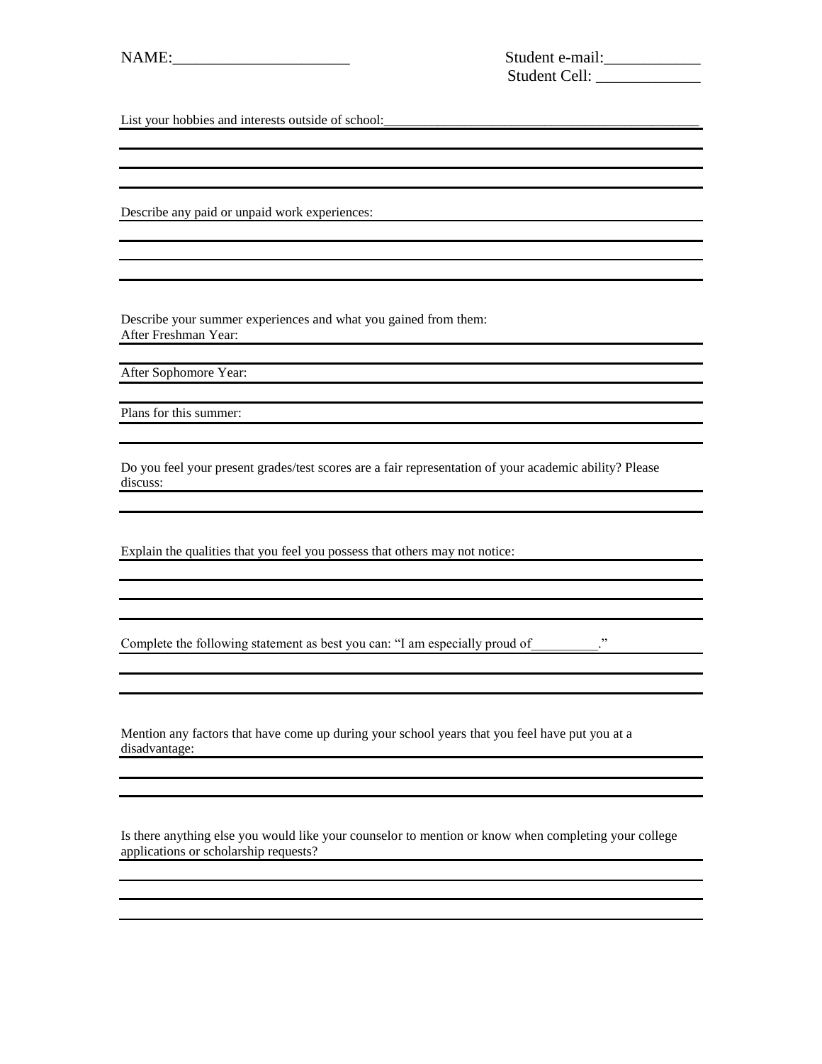NAME:______________________

Student e-mail:____________
Student Cell: _____________

List your hobbies and interests outside of school:

Describe any paid or unpaid work experiences:

Describe your summer experiences and what you gained from them:

After Freshman Year:

After Sophomore Year:

Plans for this summer:

Do you feel your present grades/test scores are a fair representation of your academic ability? Please discuss:

Explain the qualities that you feel you possess that others may not notice:

Complete the following statement as best you can: "I am especially proud of__________."

Mention any factors that have come up during your school years that you feel have put you at a disadvantage:

Is there anything else you would like your counselor to mention or know when completing your college applications or scholarship requests?